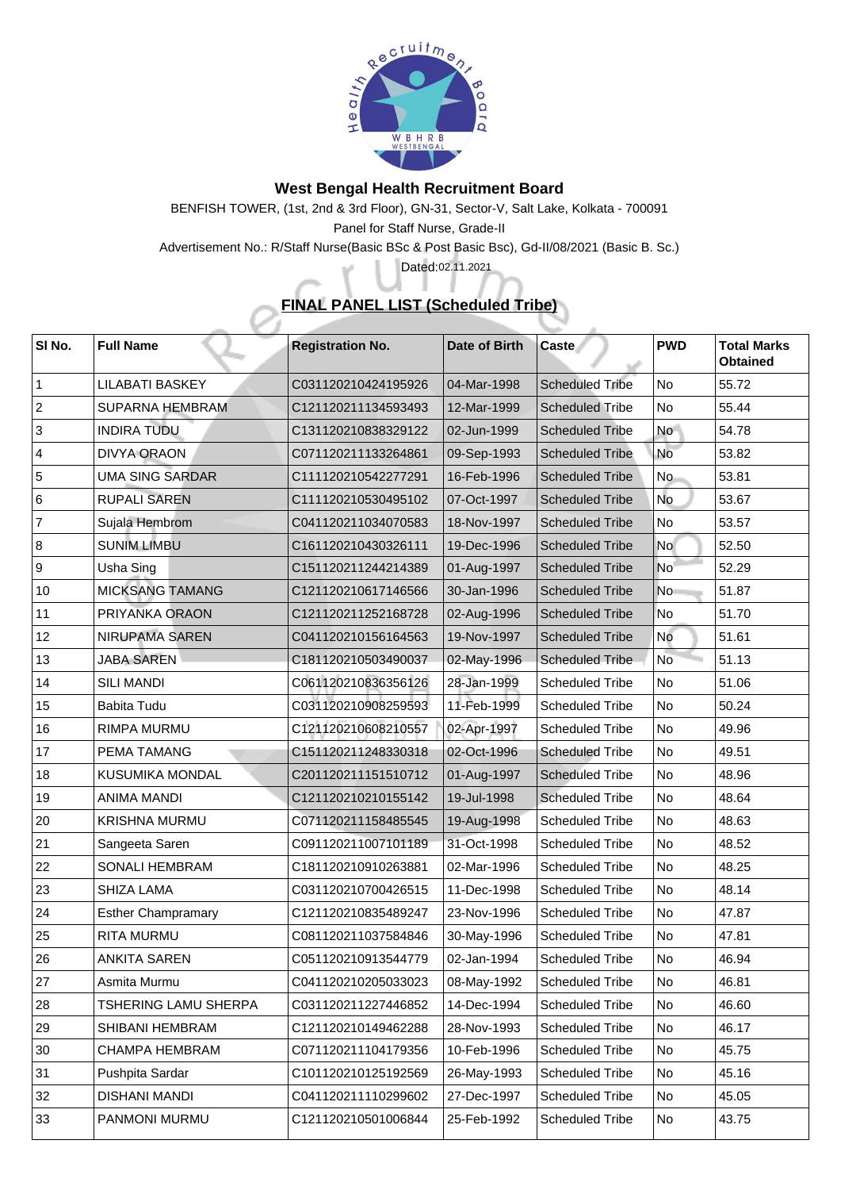# West Bengal Health Recruitment Board

BENFISH TOWER, (1st, 2nd & 3rd Floor), GN-31, Sector-V, Salt Lake, Kolkata - 700091

Panel for Staff Nurse, Grade-II

Advertisement No.: R/Staff Nurse(Basic BSc & Post Basic Bsc), Gd-II/08/2021 (Basic B. Sc.)

Dated:02.11.2021

## FINAL PANEL LIST (Scheduled Tribe)

| Sl No. | Full Name | Registration No. | Date of Birth | Caste | PWD | Total Marks Obtained |
|---|---|---|---|---|---|---|
| 1 | LILABATI BASKEY | C031120210424195926 | 04-Mar-1998 | Scheduled Tribe | No | 55.72 |
| 2 | SUPARNA HEMBRAM | C121120211134593493 | 12-Mar-1999 | Scheduled Tribe | No | 55.44 |
| 3 | INDIRA TUDU | C131120210838329122 | 02-Jun-1999 | Scheduled Tribe | No | 54.78 |
| 4 | DIVYA ORAON | C071120211133264861 | 09-Sep-1993 | Scheduled Tribe | No | 53.82 |
| 5 | UMA SING SARDAR | C111120210542277291 | 16-Feb-1996 | Scheduled Tribe | No | 53.81 |
| 6 | RUPALI SAREN | C111120210530495102 | 07-Oct-1997 | Scheduled Tribe | No | 53.67 |
| 7 | Sujala Hembrom | C041120211034070583 | 18-Nov-1997 | Scheduled Tribe | No | 53.57 |
| 8 | SUNIM LIMBU | C161120210430326111 | 19-Dec-1996 | Scheduled Tribe | No | 52.50 |
| 9 | Usha Sing | C151120211244214389 | 01-Aug-1997 | Scheduled Tribe | No | 52.29 |
| 10 | MICKSANG TAMANG | C121120210617146566 | 30-Jan-1996 | Scheduled Tribe | No | 51.87 |
| 11 | PRIYANKA ORAON | C121120211252168728 | 02-Aug-1996 | Scheduled Tribe | No | 51.70 |
| 12 | NIRUPAMA SAREN | C041120210156164563 | 19-Nov-1997 | Scheduled Tribe | No | 51.61 |
| 13 | JABA SAREN | C181120210503490037 | 02-May-1996 | Scheduled Tribe | No | 51.13 |
| 14 | SILI MANDI | C061120210836356126 | 28-Jan-1999 | Scheduled Tribe | No | 51.06 |
| 15 | Babita Tudu | C031120210908259593 | 11-Feb-1999 | Scheduled Tribe | No | 50.24 |
| 16 | RIMPA MURMU | C121120210608210557 | 02-Apr-1997 | Scheduled Tribe | No | 49.96 |
| 17 | PEMA TAMANG | C151120211248330318 | 02-Oct-1996 | Scheduled Tribe | No | 49.51 |
| 18 | KUSUMIKA MONDAL | C201120211151510712 | 01-Aug-1997 | Scheduled Tribe | No | 48.96 |
| 19 | ANIMA MANDI | C121120210210155142 | 19-Jul-1998 | Scheduled Tribe | No | 48.64 |
| 20 | KRISHNA MURMU | C071120211158485545 | 19-Aug-1998 | Scheduled Tribe | No | 48.63 |
| 21 | Sangeeta Saren | C091120211007101189 | 31-Oct-1998 | Scheduled Tribe | No | 48.52 |
| 22 | SONALI HEMBRAM | C181120210910263881 | 02-Mar-1996 | Scheduled Tribe | No | 48.25 |
| 23 | SHIZA LAMA | C031120210700426515 | 11-Dec-1998 | Scheduled Tribe | No | 48.14 |
| 24 | Esther Champramary | C121120210835489247 | 23-Nov-1996 | Scheduled Tribe | No | 47.87 |
| 25 | RITA MURMU | C081120211037584846 | 30-May-1996 | Scheduled Tribe | No | 47.81 |
| 26 | ANKITA SAREN | C051120210913544779 | 02-Jan-1994 | Scheduled Tribe | No | 46.94 |
| 27 | Asmita Murmu | C041120210205033023 | 08-May-1992 | Scheduled Tribe | No | 46.81 |
| 28 | TSHERING LAMU SHERPA | C031120211227446852 | 14-Dec-1994 | Scheduled Tribe | No | 46.60 |
| 29 | SHIBANI HEMBRAM | C121120210149462288 | 28-Nov-1993 | Scheduled Tribe | No | 46.17 |
| 30 | CHAMPA HEMBRAM | C071120211104179356 | 10-Feb-1996 | Scheduled Tribe | No | 45.75 |
| 31 | Pushpita Sardar | C101120210125192569 | 26-May-1993 | Scheduled Tribe | No | 45.16 |
| 32 | DISHANI MANDI | C041120211110299602 | 27-Dec-1997 | Scheduled Tribe | No | 45.05 |
| 33 | PANMONI MURMU | C121120210501006844 | 25-Feb-1992 | Scheduled Tribe | No | 43.75 |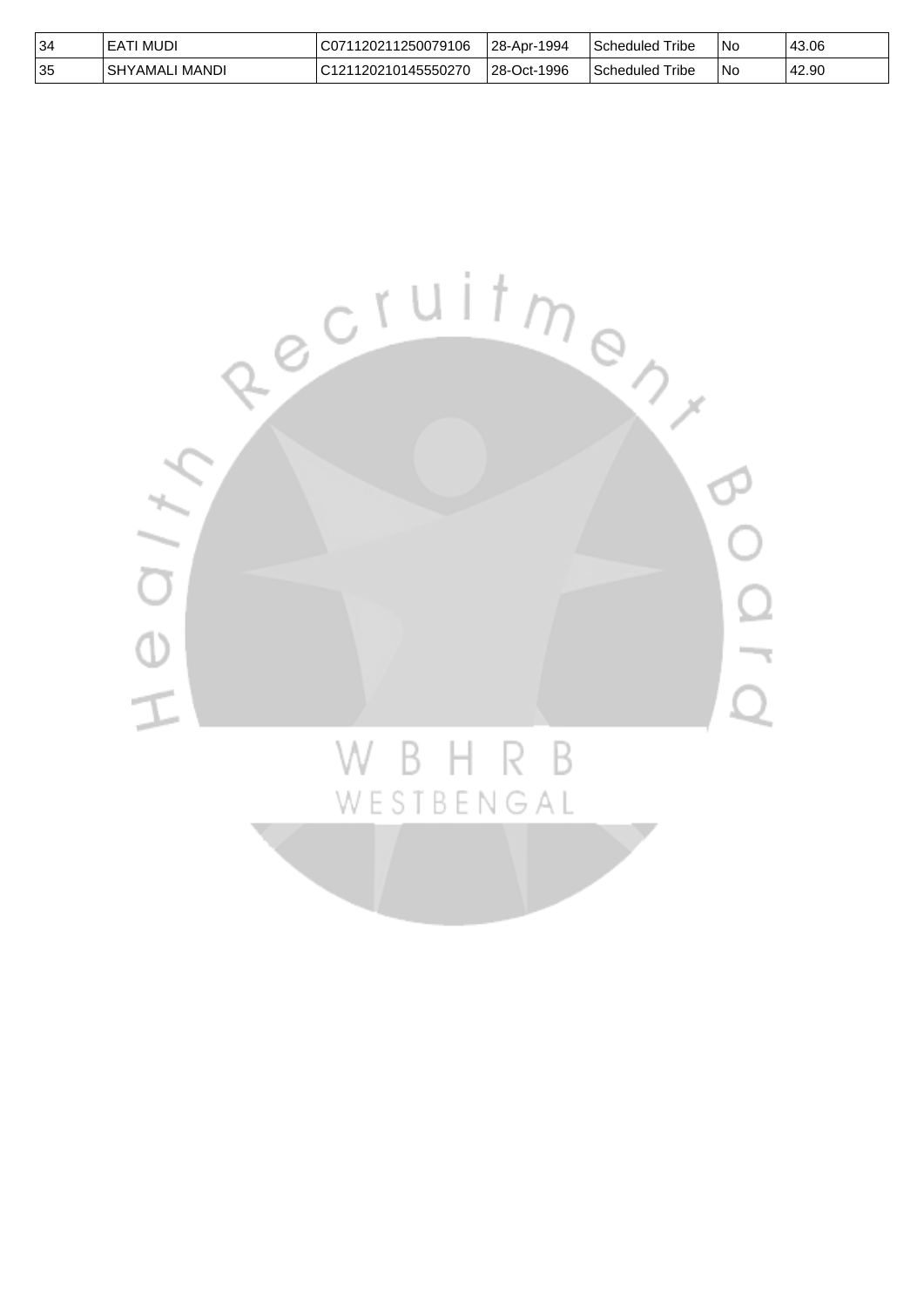| | | | | | | |
|---|---|---|---|---|---|---|
| 34 | EATI MUDI | C071120211250079106 | 28-Apr-1994 | Scheduled Tribe | No | 43.06 |
| 35 | SHYAMALI MANDI | C121120210145550270 | 28-Oct-1996 | Scheduled Tribe | No | 42.90 |